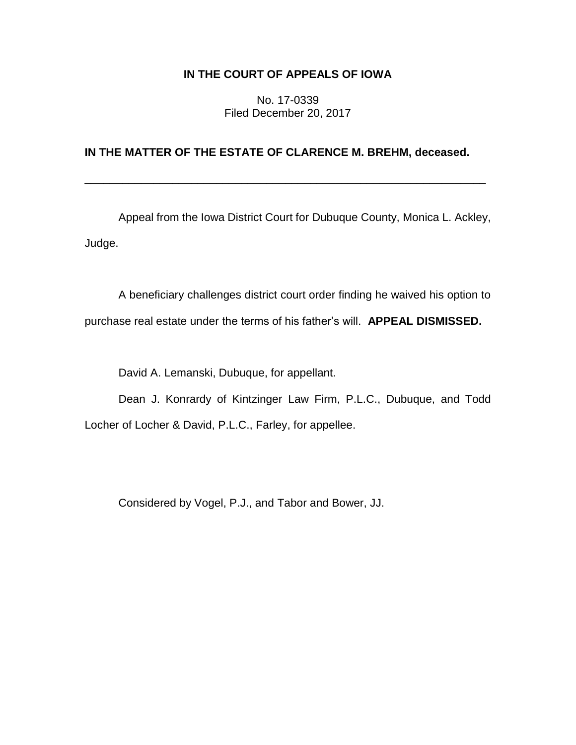**IN THE COURT OF APPEALS OF IOWA**

No. 17-0339
Filed December 20, 2017

**IN THE MATTER OF THE ESTATE OF CLARENCE M. BREHM, deceased.**

---

Appeal from the Iowa District Court for Dubuque County, Monica L. Ackley, Judge.

A beneficiary challenges district court order finding he waived his option to purchase real estate under the terms of his father's will. **APPEAL DISMISSED.**

David A. Lemanski, Dubuque, for appellant.

Dean J. Konrardy of Kintzinger Law Firm, P.L.C., Dubuque, and Todd Locher of Locher & David, P.L.C., Farley, for appellee.

Considered by Vogel, P.J., and Tabor and Bower, JJ.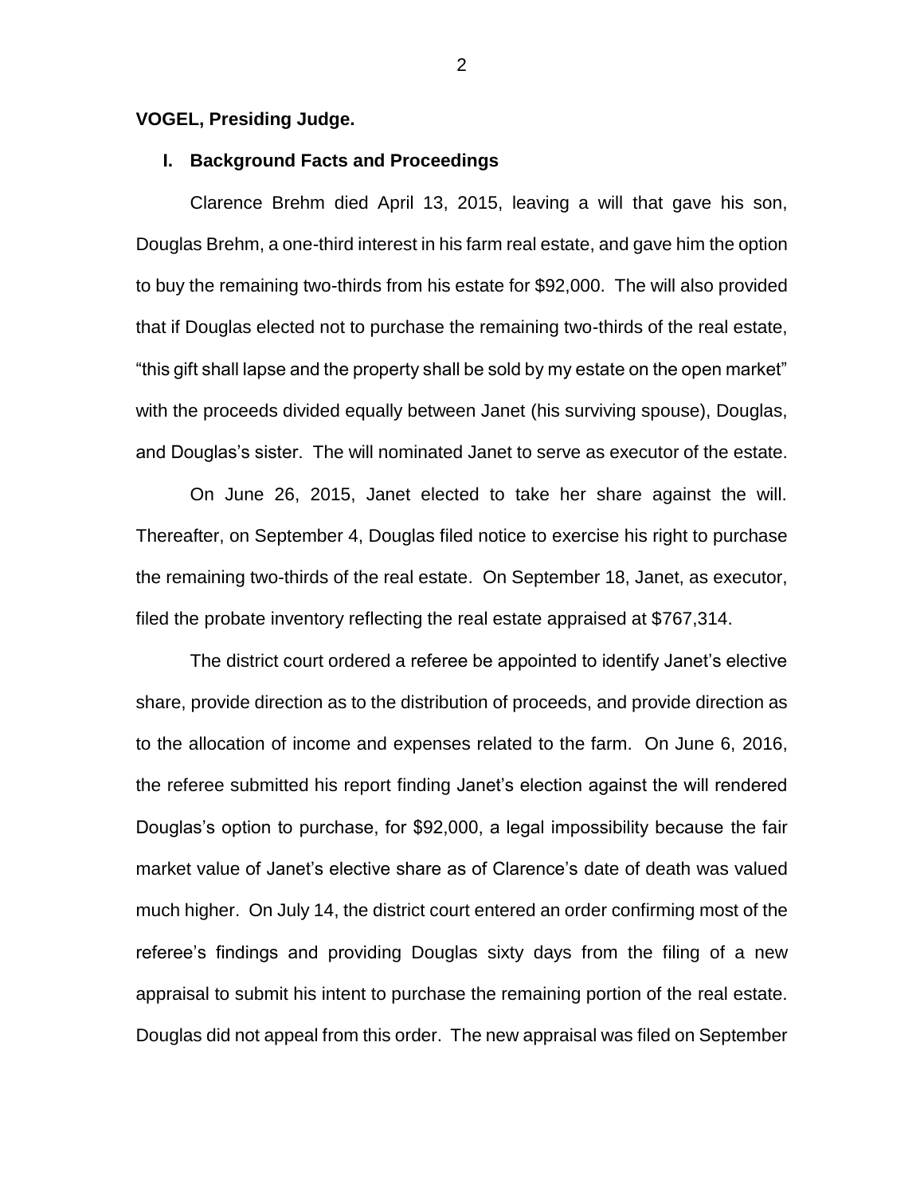**VOGEL, Presiding Judge.**

## I. Background Facts and Proceedings

Clarence Brehm died April 13, 2015, leaving a will that gave his son, Douglas Brehm, a one-third interest in his farm real estate, and gave him the option to buy the remaining two-thirds from his estate for $92,000. The will also provided that if Douglas elected not to purchase the remaining two-thirds of the real estate, "this gift shall lapse and the property shall be sold by my estate on the open market" with the proceeds divided equally between Janet (his surviving spouse), Douglas, and Douglas's sister. The will nominated Janet to serve as executor of the estate.

On June 26, 2015, Janet elected to take her share against the will. Thereafter, on September 4, Douglas filed notice to exercise his right to purchase the remaining two-thirds of the real estate. On September 18, Janet, as executor, filed the probate inventory reflecting the real estate appraised at $767,314.

The district court ordered a referee be appointed to identify Janet's elective share, provide direction as to the distribution of proceeds, and provide direction as to the allocation of income and expenses related to the farm. On June 6, 2016, the referee submitted his report finding Janet's election against the will rendered Douglas's option to purchase, for $92,000, a legal impossibility because the fair market value of Janet's elective share as of Clarence's date of death was valued much higher. On July 14, the district court entered an order confirming most of the referee's findings and providing Douglas sixty days from the filing of a new appraisal to submit his intent to purchase the remaining portion of the real estate. Douglas did not appeal from this order. The new appraisal was filed on September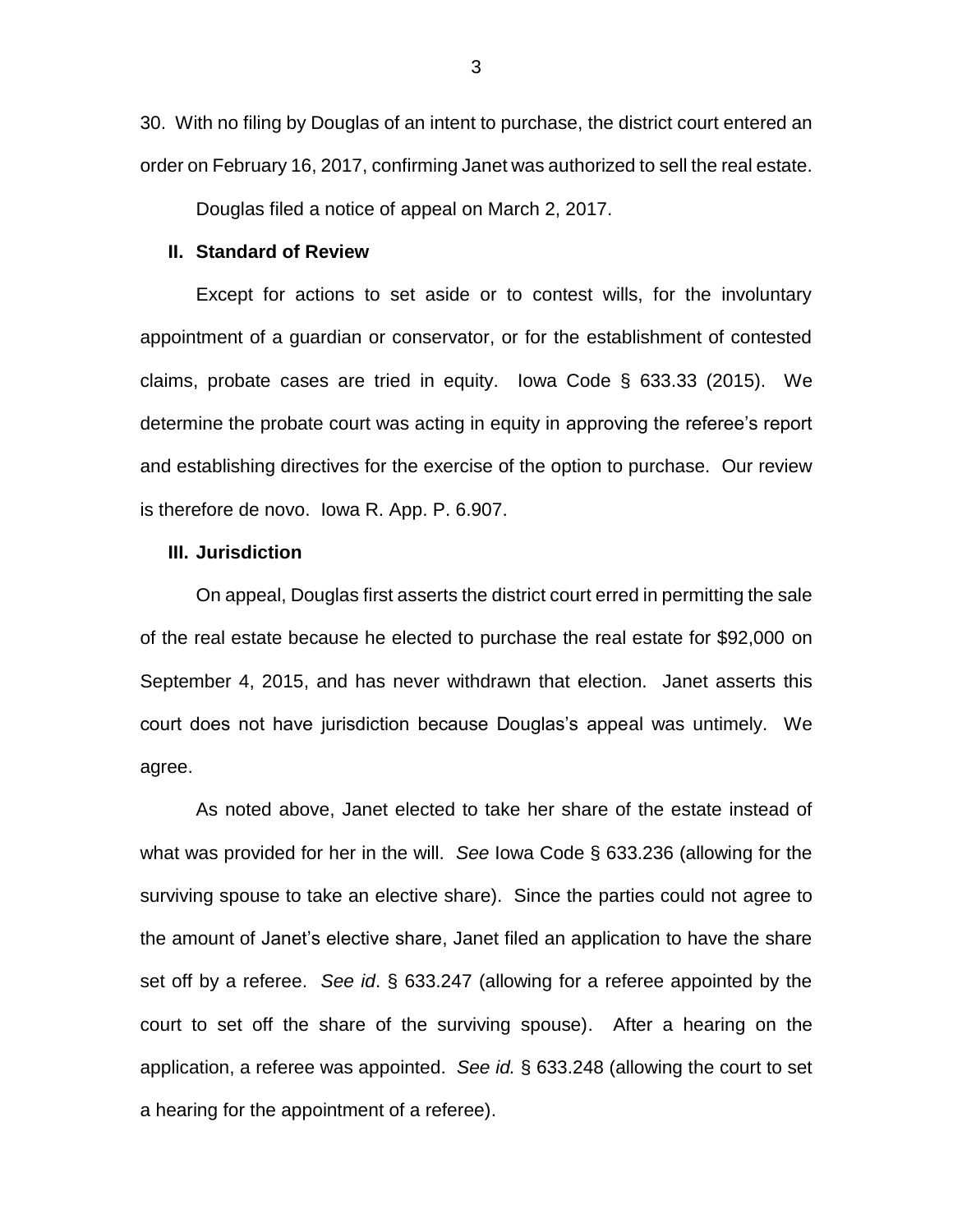30. With no filing by Douglas of an intent to purchase, the district court entered an order on February 16, 2017, confirming Janet was authorized to sell the real estate.

Douglas filed a notice of appeal on March 2, 2017.

## II. Standard of Review

Except for actions to set aside or to contest wills, for the involuntary appointment of a guardian or conservator, or for the establishment of contested claims, probate cases are tried in equity. Iowa Code § 633.33 (2015). We determine the probate court was acting in equity in approving the referee's report and establishing directives for the exercise of the option to purchase. Our review is therefore de novo. Iowa R. App. P. 6.907.

## III. Jurisdiction

On appeal, Douglas first asserts the district court erred in permitting the sale of the real estate because he elected to purchase the real estate for $92,000 on September 4, 2015, and has never withdrawn that election. Janet asserts this court does not have jurisdiction because Douglas's appeal was untimely. We agree.

As noted above, Janet elected to take her share of the estate instead of what was provided for her in the will. *See* Iowa Code § 633.236 (allowing for the surviving spouse to take an elective share). Since the parties could not agree to the amount of Janet's elective share, Janet filed an application to have the share set off by a referee. *See id*. § 633.247 (allowing for a referee appointed by the court to set off the share of the surviving spouse). After a hearing on the application, a referee was appointed. *See id.* § 633.248 (allowing the court to set a hearing for the appointment of a referee).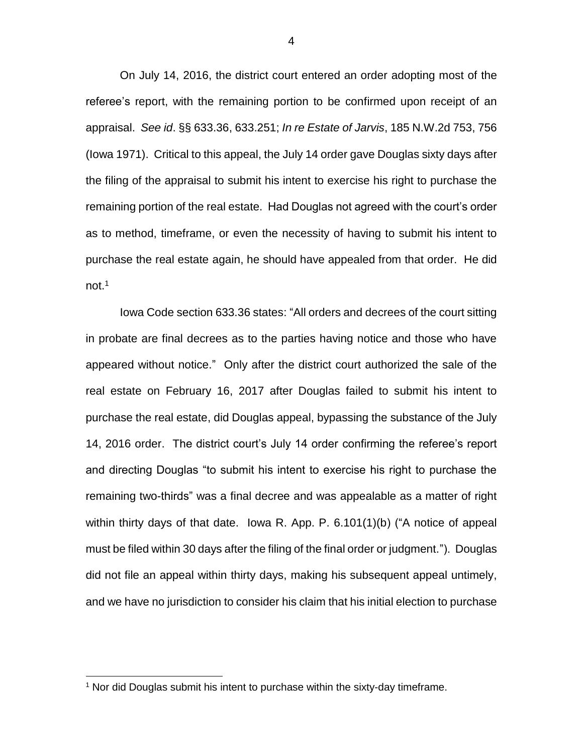On July 14, 2016, the district court entered an order adopting most of the referee's report, with the remaining portion to be confirmed upon receipt of an appraisal. *See id*. §§ 633.36, 633.251; *In re Estate of Jarvis*, 185 N.W.2d 753, 756 (Iowa 1971). Critical to this appeal, the July 14 order gave Douglas sixty days after the filing of the appraisal to submit his intent to exercise his right to purchase the remaining portion of the real estate. Had Douglas not agreed with the court's order as to method, timeframe, or even the necessity of having to submit his intent to purchase the real estate again, he should have appealed from that order. He did not.[1]

Iowa Code section 633.36 states: "All orders and decrees of the court sitting in probate are final decrees as to the parties having notice and those who have appeared without notice." Only after the district court authorized the sale of the real estate on February 16, 2017 after Douglas failed to submit his intent to purchase the real estate, did Douglas appeal, bypassing the substance of the July 14, 2016 order. The district court's July 14 order confirming the referee's report and directing Douglas "to submit his intent to exercise his right to purchase the remaining two-thirds" was a final decree and was appealable as a matter of right within thirty days of that date. Iowa R. App. P. 6.101(1)(b) ("A notice of appeal must be filed within 30 days after the filing of the final order or judgment."). Douglas did not file an appeal within thirty days, making his subsequent appeal untimely, and we have no jurisdiction to consider his claim that his initial election to purchase

[1] Nor did Douglas submit his intent to purchase within the sixty-day timeframe.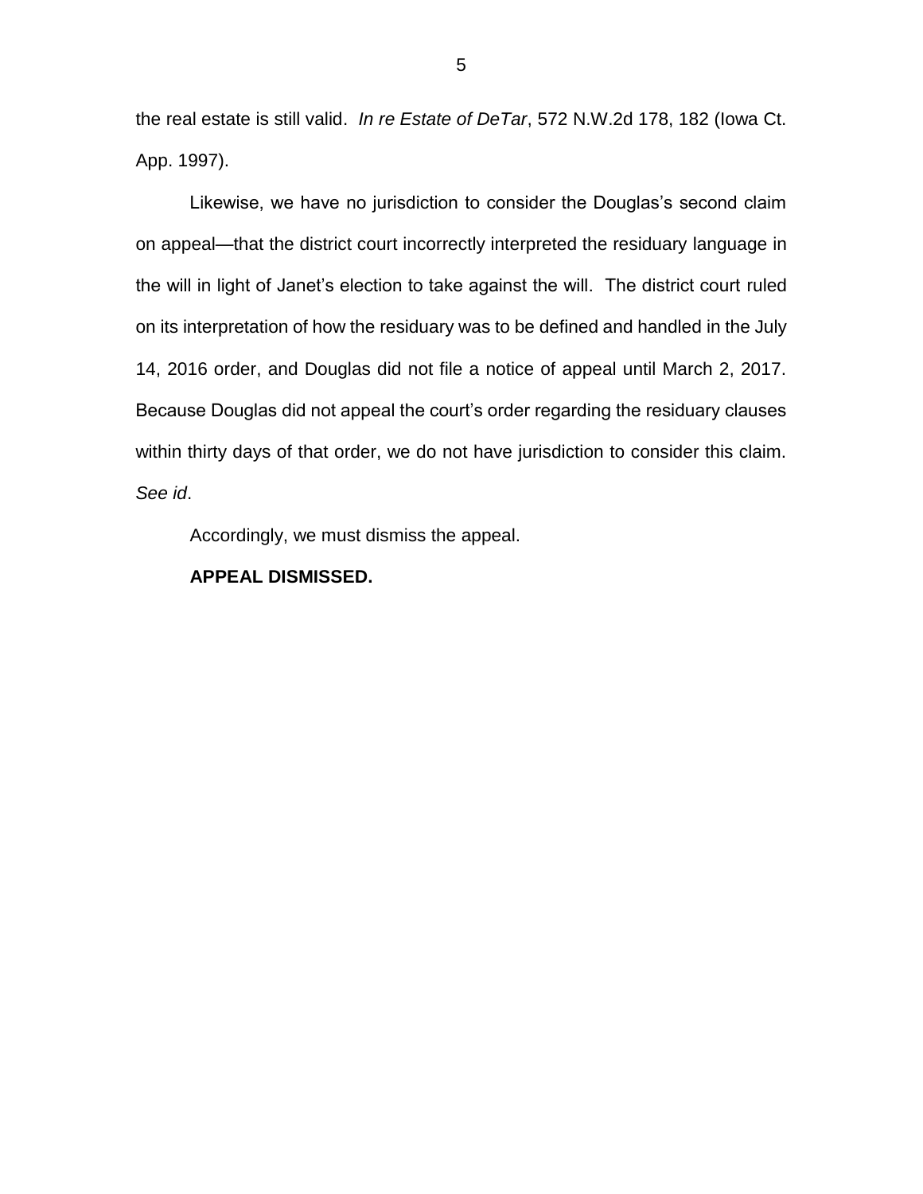the real estate is still valid. *In re Estate of DeTar*, 572 N.W.2d 178, 182 (Iowa Ct. App. 1997).

Likewise, we have no jurisdiction to consider the Douglas's second claim on appeal—that the district court incorrectly interpreted the residuary language in the will in light of Janet's election to take against the will. The district court ruled on its interpretation of how the residuary was to be defined and handled in the July 14, 2016 order, and Douglas did not file a notice of appeal until March 2, 2017. Because Douglas did not appeal the court's order regarding the residuary clauses within thirty days of that order, we do not have jurisdiction to consider this claim. *See id*.

Accordingly, we must dismiss the appeal.

**APPEAL DISMISSED.**